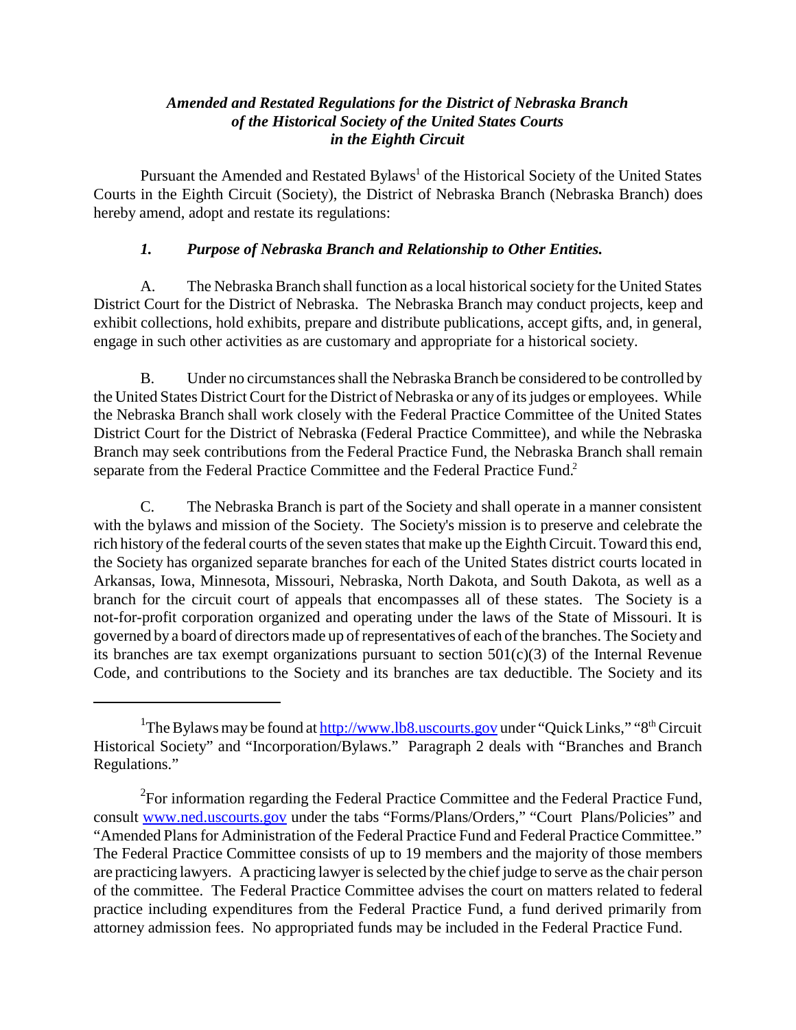***Amended and Restated Regulations for the District of Nebraska Branch of the Historical Society of the United States Courts in the Eighth Circuit***

Pursuant the Amended and Restated Bylaws[1] of the Historical Society of the United States Courts in the Eighth Circuit (Society), the District of Nebraska Branch (Nebraska Branch) does hereby amend, adopt and restate its regulations:

## *1. Purpose of Nebraska Branch and Relationship to Other Entities.*

A. The Nebraska Branch shall function as a local historical society for the United States District Court for the District of Nebraska. The Nebraska Branch may conduct projects, keep and exhibit collections, hold exhibits, prepare and distribute publications, accept gifts, and, in general, engage in such other activities as are customary and appropriate for a historical society.

B. Under no circumstances shall the Nebraska Branch be considered to be controlled by the United States District Court for the District of Nebraska or any of its judges or employees. While the Nebraska Branch shall work closely with the Federal Practice Committee of the United States District Court for the District of Nebraska (Federal Practice Committee), and while the Nebraska Branch may seek contributions from the Federal Practice Fund, the Nebraska Branch shall remain separate from the Federal Practice Committee and the Federal Practice Fund.[2]

C. The Nebraska Branch is part of the Society and shall operate in a manner consistent with the bylaws and mission of the Society. The Society's mission is to preserve and celebrate the rich history of the federal courts of the seven states that make up the Eighth Circuit. Toward this end, the Society has organized separate branches for each of the United States district courts located in Arkansas, Iowa, Minnesota, Missouri, Nebraska, North Dakota, and South Dakota, as well as a branch for the circuit court of appeals that encompasses all of these states. The Society is a not-for-profit corporation organized and operating under the laws of the State of Missouri. It is governed by a board of directors made up of representatives of each of the branches. The Society and its branches are tax exempt organizations pursuant to section 501(c)(3) of the Internal Revenue Code, and contributions to the Society and its branches are tax deductible. The Society and its

---

[1] The Bylaws may be found at [http://www.lb8.uscourts.gov](http://www.lb8.uscourts.gov) under "Quick Links," "8th Circuit Historical Society" and "Incorporation/Bylaws." Paragraph 2 deals with "Branches and Branch Regulations."

[2] For information regarding the Federal Practice Committee and the Federal Practice Fund, consult [www.ned.uscourts.gov](www.ned.uscourts.gov) under the tabs "Forms/Plans/Orders," "Court Plans/Policies" and "Amended Plans for Administration of the Federal Practice Fund and Federal Practice Committee." The Federal Practice Committee consists of up to 19 members and the majority of those members are practicing lawyers. A practicing lawyer is selected by the chief judge to serve as the chair person of the committee. The Federal Practice Committee advises the court on matters related to federal practice including expenditures from the Federal Practice Fund, a fund derived primarily from attorney admission fees. No appropriated funds may be included in the Federal Practice Fund.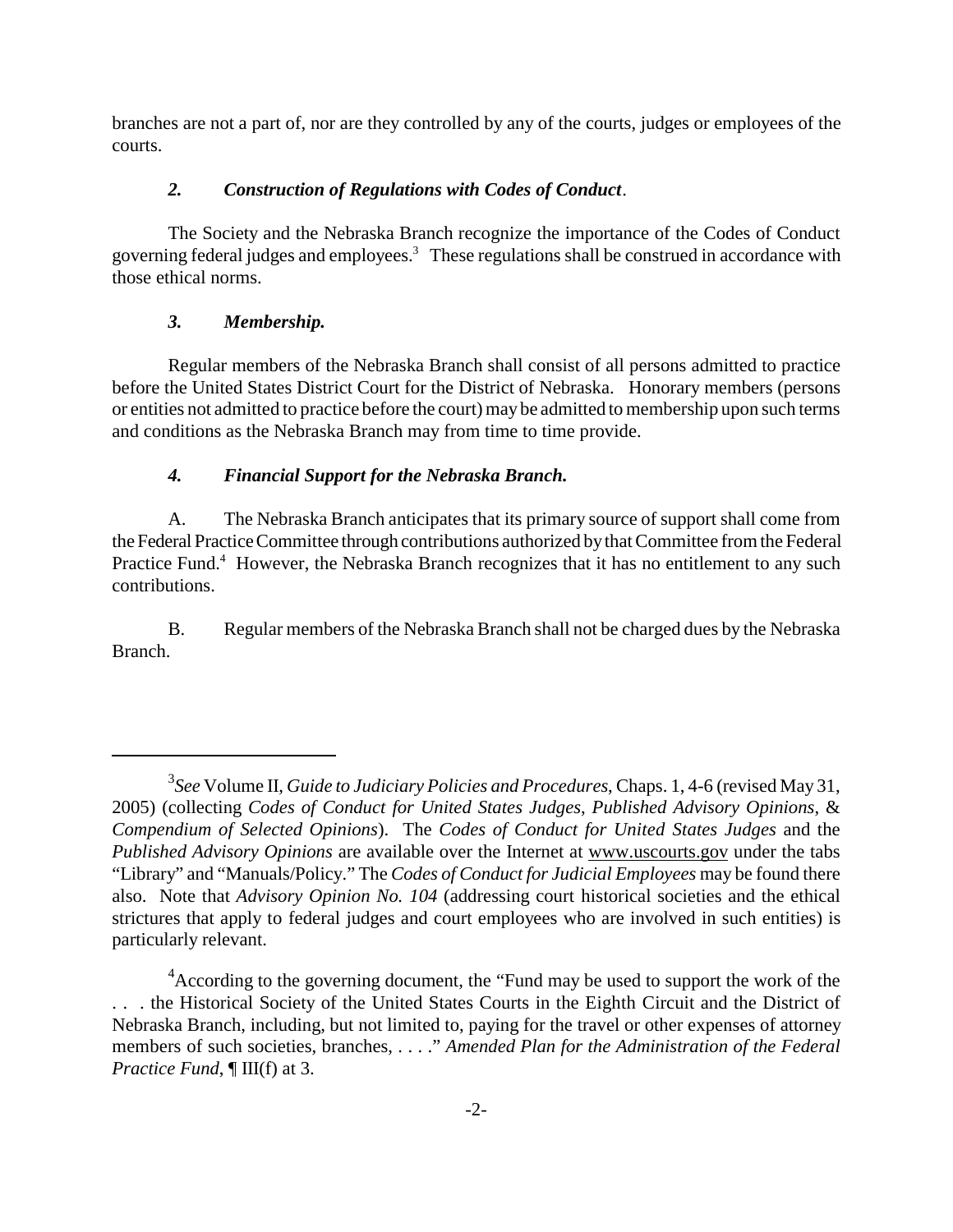branches are not a part of, nor are they controlled by any of the courts, judges or employees of the courts.

### *2. Construction of Regulations with Codes of Conduct*.

The Society and the Nebraska Branch recognize the importance of the Codes of Conduct governing federal judges and employees.[3] These regulations shall be construed in accordance with those ethical norms.

### *3. Membership.*

Regular members of the Nebraska Branch shall consist of all persons admitted to practice before the United States District Court for the District of Nebraska. Honorary members (persons or entities not admitted to practice before the court) may be admitted to membership upon such terms and conditions as the Nebraska Branch may from time to time provide.

### *4. Financial Support for the Nebraska Branch.*

A. The Nebraska Branch anticipates that its primary source of support shall come from the Federal Practice Committee through contributions authorized by that Committee from the Federal Practice Fund.[4] However, the Nebraska Branch recognizes that it has no entitlement to any such contributions.

B. Regular members of the Nebraska Branch shall not be charged dues by the Nebraska Branch.

---

[3] *See* Volume II, *Guide to Judiciary Policies and Procedures*, Chaps. 1, 4-6 (revised May 31, 2005) (collecting *Codes of Conduct for United States Judges*, *Published Advisory Opinions*, & *Compendium of Selected Opinions*). The *Codes of Conduct for United States Judges* and the *Published Advisory Opinions* are available over the Internet at www.uscourts.gov under the tabs "Library" and "Manuals/Policy." The *Codes of Conduct for Judicial Employees* may be found there also. Note that *Advisory Opinion No. 104* (addressing court historical societies and the ethical strictures that apply to federal judges and court employees who are involved in such entities) is particularly relevant.

[4] According to the governing document, the "Fund may be used to support the work of the . . . the Historical Society of the United States Courts in the Eighth Circuit and the District of Nebraska Branch, including, but not limited to, paying for the travel or other expenses of attorney members of such societies, branches, . . . ." *Amended Plan for the Administration of the Federal Practice Fund*, ¶ III(f) at 3.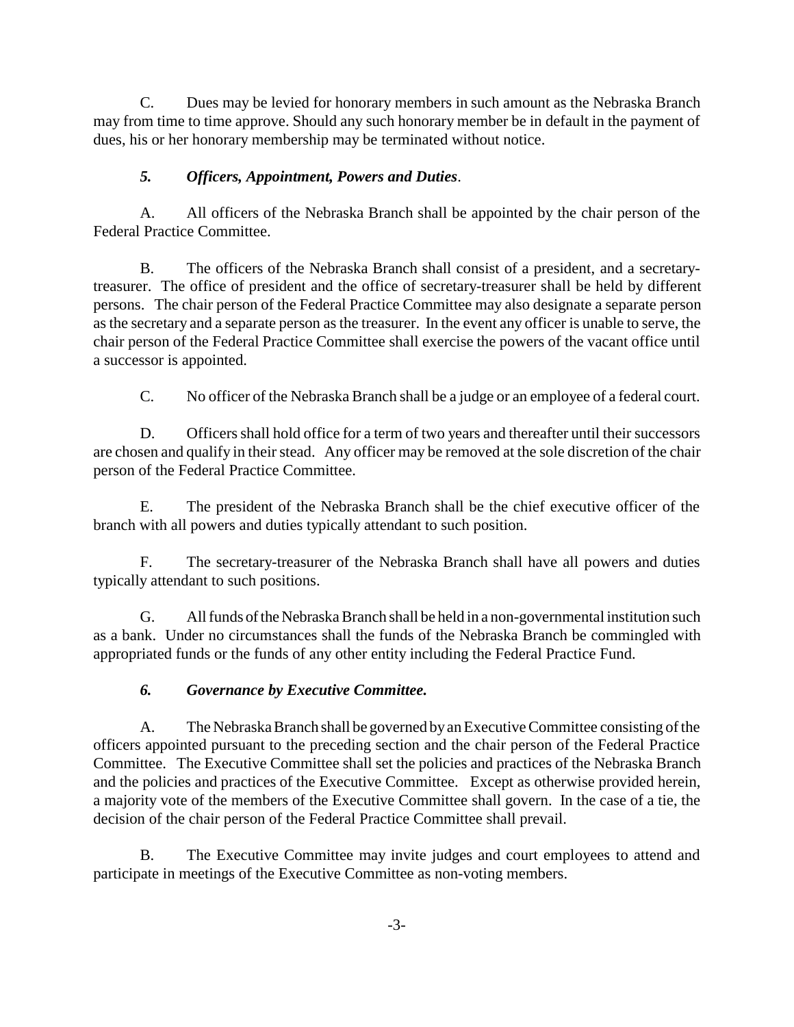C. Dues may be levied for honorary members in such amount as the Nebraska Branch may from time to time approve. Should any such honorary member be in default in the payment of dues, his or her honorary membership may be terminated without notice.

### *5. Officers, Appointment, Powers and Duties*.

A. All officers of the Nebraska Branch shall be appointed by the chair person of the Federal Practice Committee.

B. The officers of the Nebraska Branch shall consist of a president, and a secretary-treasurer. The office of president and the office of secretary-treasurer shall be held by different persons. The chair person of the Federal Practice Committee may also designate a separate person as the secretary and a separate person as the treasurer. In the event any officer is unable to serve, the chair person of the Federal Practice Committee shall exercise the powers of the vacant office until a successor is appointed.

C. No officer of the Nebraska Branch shall be a judge or an employee of a federal court.

D. Officers shall hold office for a term of two years and thereafter until their successors are chosen and qualify in their stead. Any officer may be removed at the sole discretion of the chair person of the Federal Practice Committee.

E. The president of the Nebraska Branch shall be the chief executive officer of the branch with all powers and duties typically attendant to such position.

F. The secretary-treasurer of the Nebraska Branch shall have all powers and duties typically attendant to such positions.

G. All funds of the Nebraska Branch shall be held in a non-governmental institution such as a bank. Under no circumstances shall the funds of the Nebraska Branch be commingled with appropriated funds or the funds of any other entity including the Federal Practice Fund.

### *6. Governance by Executive Committee.*

A. The Nebraska Branch shall be governed by an Executive Committee consisting of the officers appointed pursuant to the preceding section and the chair person of the Federal Practice Committee. The Executive Committee shall set the policies and practices of the Nebraska Branch and the policies and practices of the Executive Committee. Except as otherwise provided herein, a majority vote of the members of the Executive Committee shall govern. In the case of a tie, the decision of the chair person of the Federal Practice Committee shall prevail.

B. The Executive Committee may invite judges and court employees to attend and participate in meetings of the Executive Committee as non-voting members.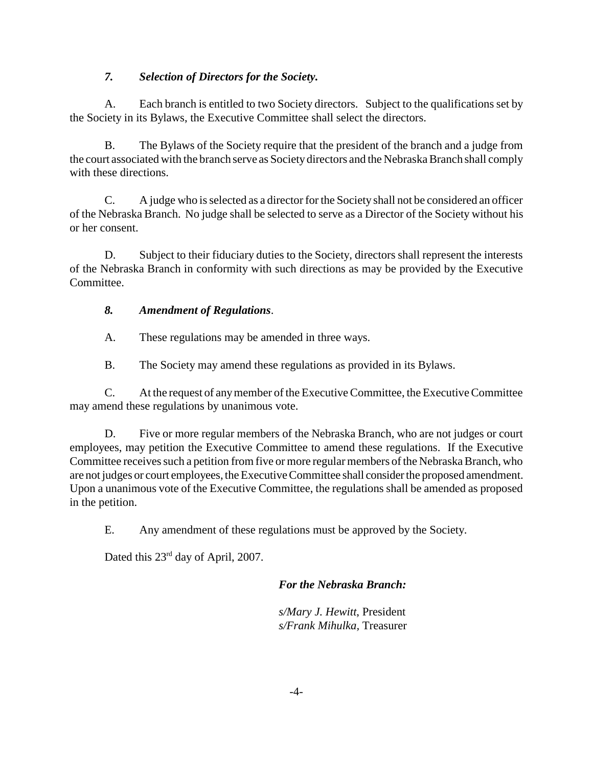### *7. Selection of Directors for the Society.*

A. Each branch is entitled to two Society directors. Subject to the qualifications set by the Society in its Bylaws, the Executive Committee shall select the directors.

B. The Bylaws of the Society require that the president of the branch and a judge from the court associated with the branch serve as Society directors and the Nebraska Branch shall comply with these directions.

C. A judge who is selected as a director for the Society shall not be considered an officer of the Nebraska Branch. No judge shall be selected to serve as a Director of the Society without his or her consent.

D. Subject to their fiduciary duties to the Society, directors shall represent the interests of the Nebraska Branch in conformity with such directions as may be provided by the Executive Committee.

### *8. Amendment of Regulations*.

A. These regulations may be amended in three ways.

B. The Society may amend these regulations as provided in its Bylaws.

C. At the request of any member of the Executive Committee, the Executive Committee may amend these regulations by unanimous vote.

D. Five or more regular members of the Nebraska Branch, who are not judges or court employees, may petition the Executive Committee to amend these regulations. If the Executive Committee receives such a petition from five or more regular members of the Nebraska Branch, who are not judges or court employees, the Executive Committee shall consider the proposed amendment. Upon a unanimous vote of the Executive Committee, the regulations shall be amended as proposed in the petition.

E. Any amendment of these regulations must be approved by the Society.

Dated this 23rd day of April, 2007.

***For the Nebraska Branch:***

*s/Mary J. Hewitt,* President
*s/Frank Mihulka,* Treasurer